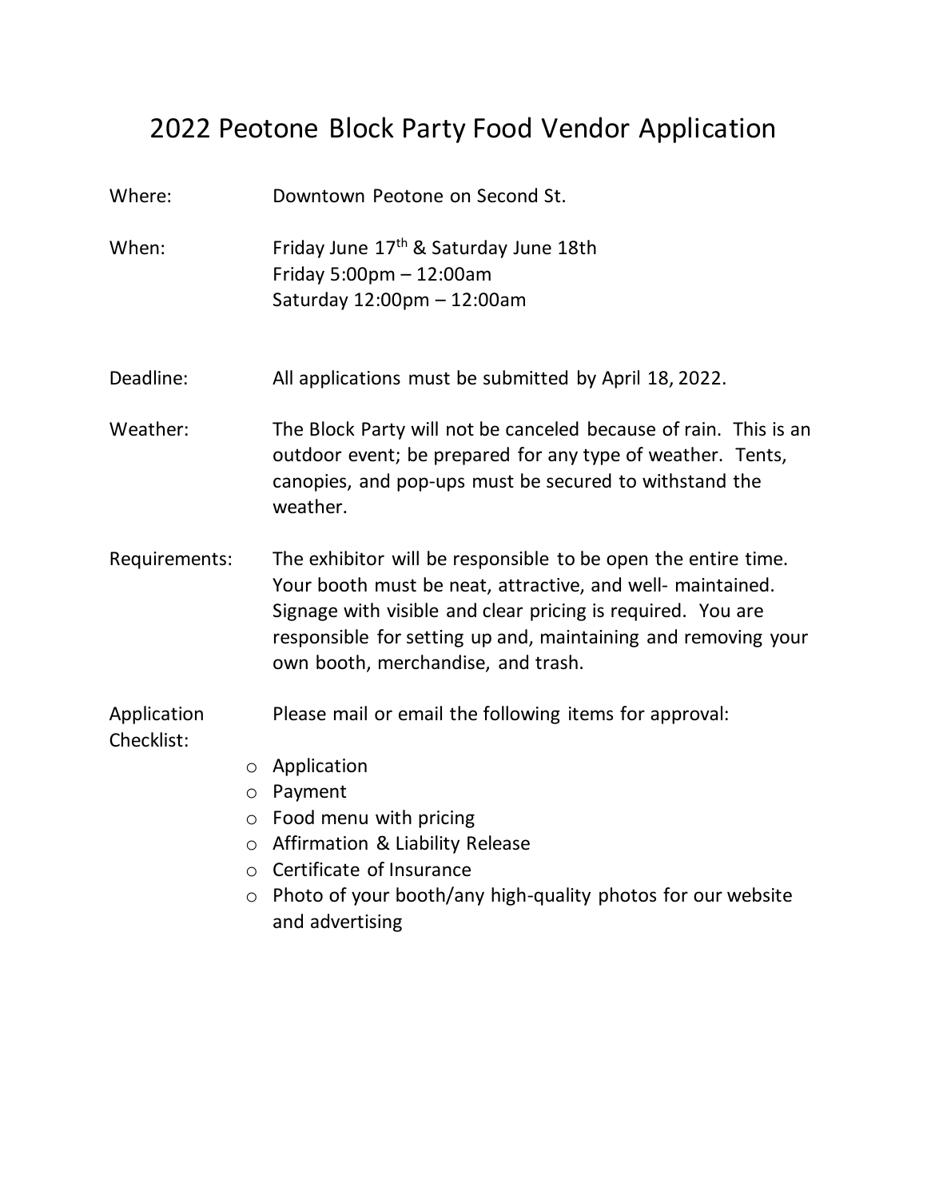# 2022 Peotone Block Party Food Vendor Application

**Where:** Downtown Peotone on Second St.

**When:** Friday June 17th & Saturday June 18th
Friday 5:00pm – 12:00am
Saturday 12:00pm – 12:00am

**Deadline:** All applications must be submitted by April 18, 2022.

**Weather:** The Block Party will not be canceled because of rain. This is an outdoor event; be prepared for any type of weather. Tents, canopies, and pop-ups must be secured to withstand the weather.

**Requirements:** The exhibitor will be responsible to be open the entire time. Your booth must be neat, attractive, and well- maintained. Signage with visible and clear pricing is required. You are responsible for setting up and, maintaining and removing your own booth, merchandise, and trash.

**Application Checklist:** Please mail or email the following items for approval:

- Application
- Payment
- Food menu with pricing
- Affirmation & Liability Release
- Certificate of Insurance
- Photo of your booth/any high-quality photos for our website and advertising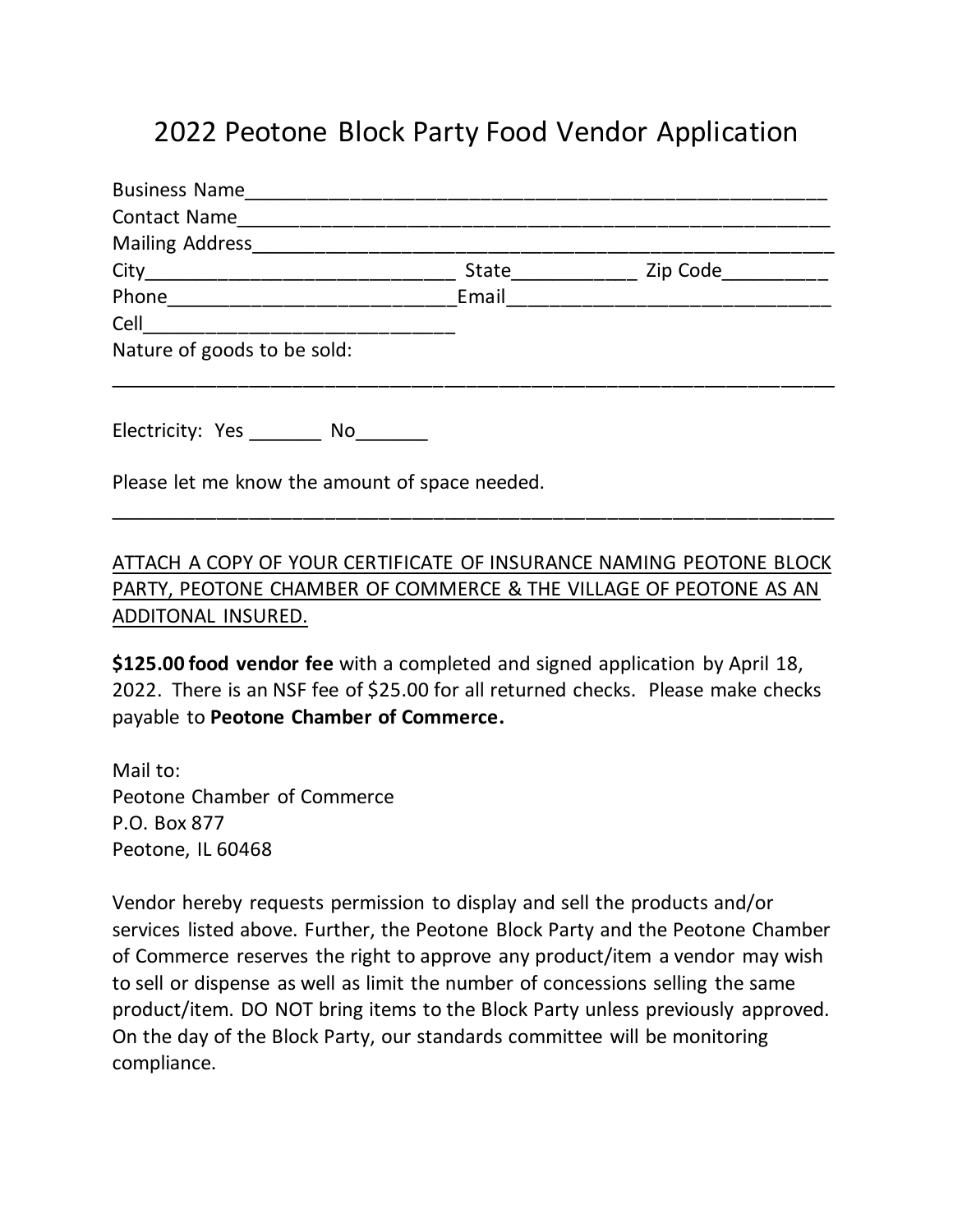# 2022 Peotone Block Party Food Vendor Application

Business Name_______________________________________________________

Contact Name________________________________________________________

Mailing Address______________________________________________________

City_____________________________ State___________ Zip Code__________

Phone___________________________Email______________________________

Cell_____________________________

Nature of goods to be sold:

_______________________________________________________________________

Electricity: Yes _______ No_______

Please let me know the amount of space needed.

_______________________________________________________________________

<u>ATTACH A COPY OF YOUR CERTIFICATE OF INSURANCE NAMING PEOTONE BLOCK PARTY, PEOTONE CHAMBER OF COMMERCE & THE VILLAGE OF PEOTONE AS AN ADDITONAL INSURED.</u>

**$125.00 food vendor fee** with a completed and signed application by April 18, 2022. There is an NSF fee of $25.00 for all returned checks. Please make checks payable to **Peotone Chamber of Commerce.**

Mail to:
Peotone Chamber of Commerce
P.O. Box 877
Peotone, IL 60468

Vendor hereby requests permission to display and sell the products and/or services listed above. Further, the Peotone Block Party and the Peotone Chamber of Commerce reserves the right to approve any product/item a vendor may wish to sell or dispense as well as limit the number of concessions selling the same product/item. DO NOT bring items to the Block Party unless previously approved. On the day of the Block Party, our standards committee will be monitoring compliance.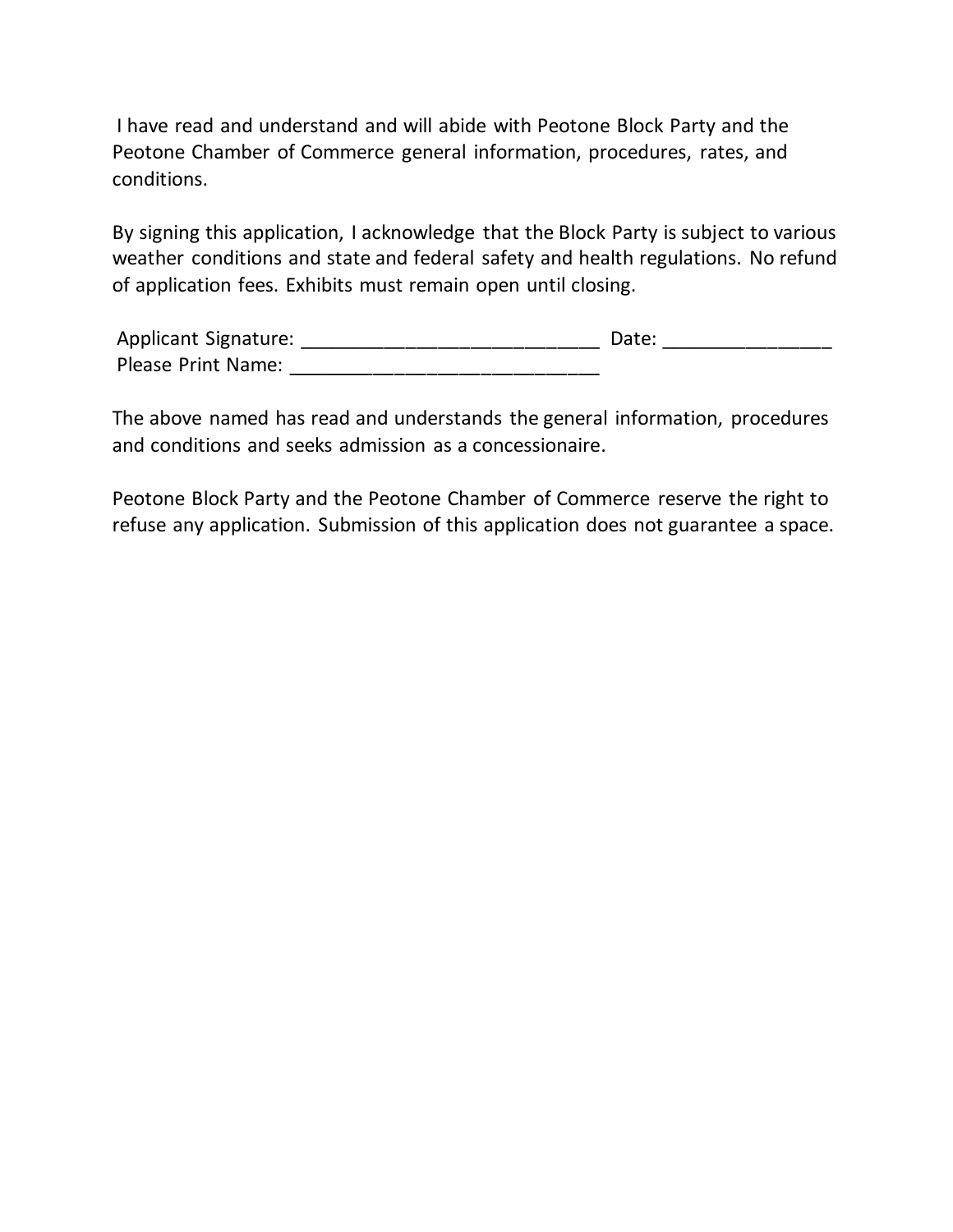I have read and understand and will abide with Peotone Block Party and the Peotone Chamber of Commerce general information, procedures, rates, and conditions.

By signing this application, I acknowledge that the Block Party is subject to various weather conditions and state and federal safety and health regulations. No refund of application fees. Exhibits must remain open until closing.

Applicant Signature: ____________________________ Date: ________________

Please Print Name: ____________________________

The above named has read and understands the general information, procedures and conditions and seeks admission as a concessionaire.

Peotone Block Party and the Peotone Chamber of Commerce reserve the right to refuse any application. Submission of this application does not guarantee a space.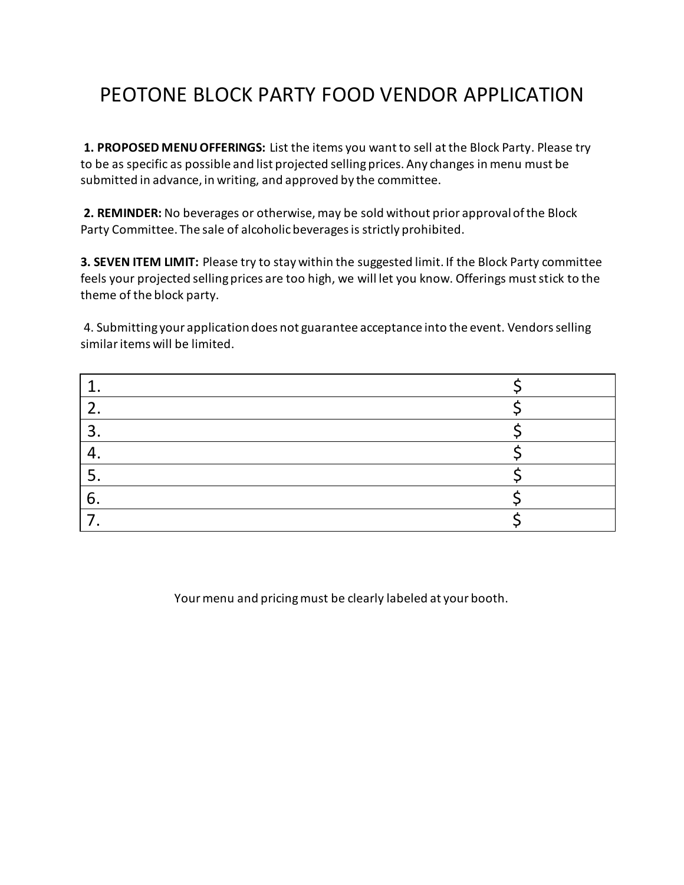# PEOTONE BLOCK PARTY FOOD VENDOR APPLICATION

**1. PROPOSED MENU OFFERINGS:** List the items you want to sell at the Block Party. Please try to be as specific as possible and list projected selling prices. Any changes in menu must be submitted in advance, in writing, and approved by the committee.

**2. REMINDER:** No beverages or otherwise, may be sold without prior approval of the Block Party Committee. The sale of alcoholic beverages is strictly prohibited.

**3. SEVEN ITEM LIMIT:** Please try to stay within the suggested limit. If the Block Party committee feels your projected selling prices are too high, we will let you know. Offerings must stick to the theme of the block party.

4. Submitting your application does not guarantee acceptance into the event. Vendors selling similar items will be limited.

| | |
|---|---|
| 1. | $ |
| 2. | $ |
| 3. | $ |
| 4. | $ |
| 5. | $ |
| 6. | $ |
| 7. | $ |

Your menu and pricing must be clearly labeled at your booth.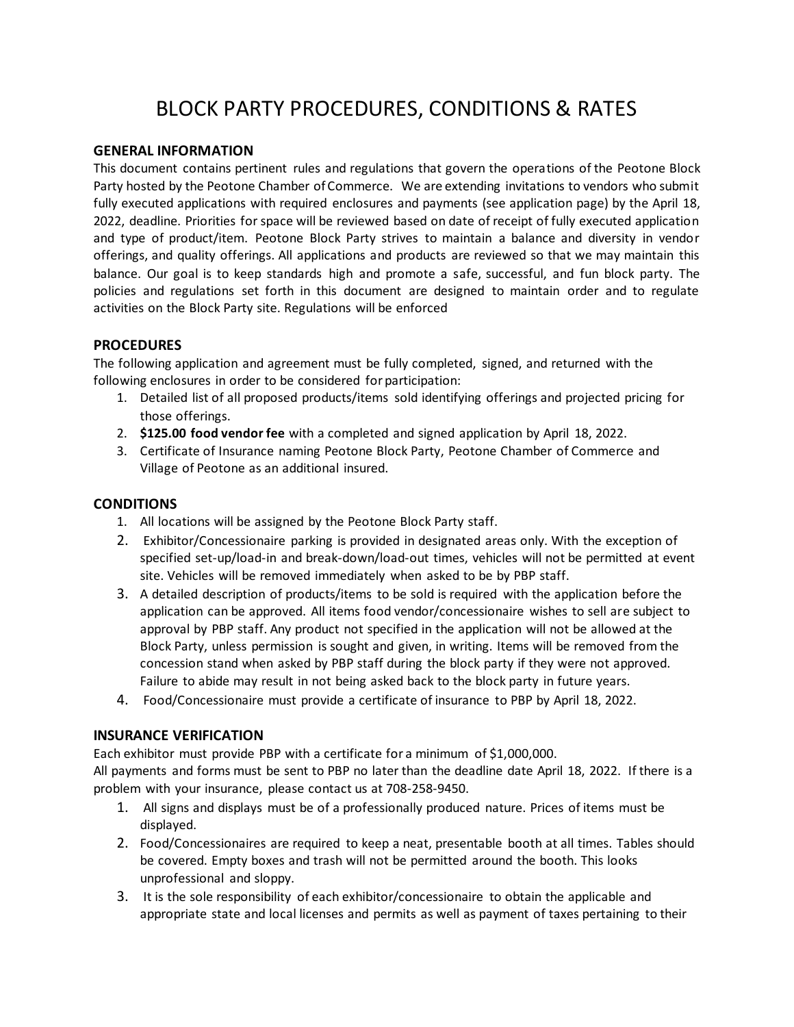# BLOCK PARTY PROCEDURES, CONDITIONS & RATES

## GENERAL INFORMATION

This document contains pertinent rules and regulations that govern the operations of the Peotone Block Party hosted by the Peotone Chamber of Commerce. We are extending invitations to vendors who submit fully executed applications with required enclosures and payments (see application page) by the April 18, 2022, deadline. Priorities for space will be reviewed based on date of receipt of fully executed application and type of product/item. Peotone Block Party strives to maintain a balance and diversity in vendor offerings, and quality offerings. All applications and products are reviewed so that we may maintain this balance. Our goal is to keep standards high and promote a safe, successful, and fun block party. The policies and regulations set forth in this document are designed to maintain order and to regulate activities on the Block Party site. Regulations will be enforced

## PROCEDURES

The following application and agreement must be fully completed, signed, and returned with the following enclosures in order to be considered for participation:

1. Detailed list of all proposed products/items sold identifying offerings and projected pricing for those offerings.
2. **$125.00 food vendor fee** with a completed and signed application by April 18, 2022.
3. Certificate of Insurance naming Peotone Block Party, Peotone Chamber of Commerce and Village of Peotone as an additional insured.

## CONDITIONS

1. All locations will be assigned by the Peotone Block Party staff.
2. Exhibitor/Concessionaire parking is provided in designated areas only. With the exception of specified set-up/load-in and break-down/load-out times, vehicles will not be permitted at event site. Vehicles will be removed immediately when asked to be by PBP staff.
3. A detailed description of products/items to be sold is required with the application before the application can be approved. All items food vendor/concessionaire wishes to sell are subject to approval by PBP staff. Any product not specified in the application will not be allowed at the Block Party, unless permission is sought and given, in writing. Items will be removed from the concession stand when asked by PBP staff during the block party if they were not approved. Failure to abide may result in not being asked back to the block party in future years.
4. Food/Concessionaire must provide a certificate of insurance to PBP by April 18, 2022.

## INSURANCE VERIFICATION

Each exhibitor must provide PBP with a certificate for a minimum of $1,000,000.

All payments and forms must be sent to PBP no later than the deadline date April 18, 2022. If there is a problem with your insurance, please contact us at 708-258-9450.

1. All signs and displays must be of a professionally produced nature. Prices of items must be displayed.
2. Food/Concessionaires are required to keep a neat, presentable booth at all times. Tables should be covered. Empty boxes and trash will not be permitted around the booth. This looks unprofessional and sloppy.
3. It is the sole responsibility of each exhibitor/concessionaire to obtain the applicable and appropriate state and local licenses and permits as well as payment of taxes pertaining to their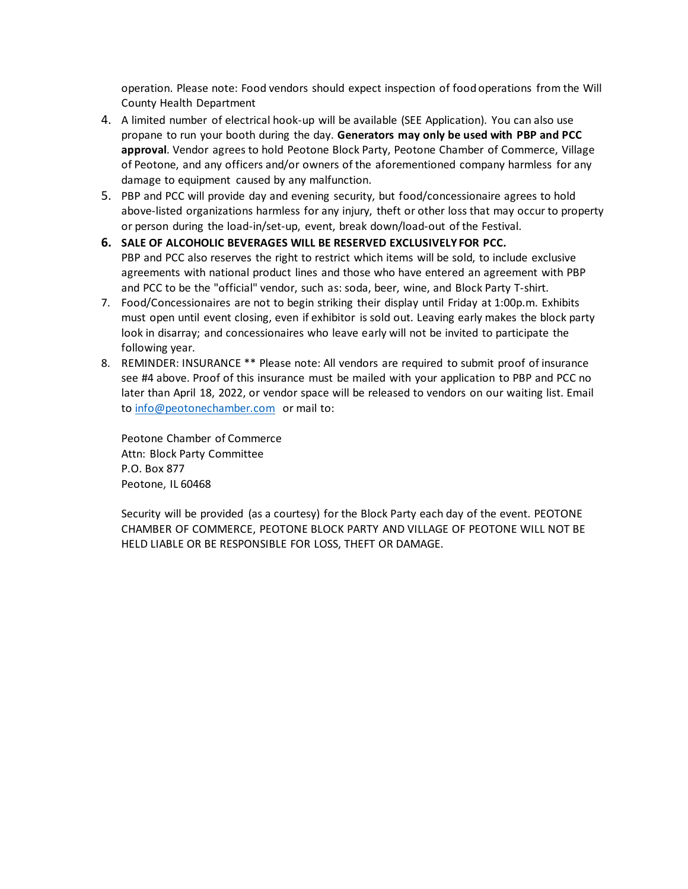operation. Please note: Food vendors should expect inspection of food operations from the Will County Health Department

4. A limited number of electrical hook-up will be available (SEE Application). You can also use propane to run your booth during the day. **Generators may only be used with PBP and PCC approval**. Vendor agrees to hold Peotone Block Party, Peotone Chamber of Commerce, Village of Peotone, and any officers and/or owners of the aforementioned company harmless for any damage to equipment caused by any malfunction.
5. PBP and PCC will provide day and evening security, but food/concessionaire agrees to hold above-listed organizations harmless for any injury, theft or other loss that may occur to property or person during the load-in/set-up, event, break down/load-out of the Festival.
6. **SALE OF ALCOHOLIC BEVERAGES WILL BE RESERVED EXCLUSIVELY FOR PCC.** PBP and PCC also reserves the right to restrict which items will be sold, to include exclusive agreements with national product lines and those who have entered an agreement with PBP and PCC to be the "official" vendor, such as: soda, beer, wine, and Block Party T-shirt.
7. Food/Concessionaires are not to begin striking their display until Friday at 1:00p.m. Exhibits must open until event closing, even if exhibitor is sold out. Leaving early makes the block party look in disarray; and concessionaires who leave early will not be invited to participate the following year.
8. REMINDER: INSURANCE ** Please note: All vendors are required to submit proof of insurance see #4 above. Proof of this insurance must be mailed with your application to PBP and PCC no later than April 18, 2022, or vendor space will be released to vendors on our waiting list. Email to info@peotonechamber.com or mail to:

   Peotone Chamber of Commerce
   Attn: Block Party Committee
   P.O. Box 877
   Peotone, IL 60468

   Security will be provided (as a courtesy) for the Block Party each day of the event. PEOTONE CHAMBER OF COMMERCE, PEOTONE BLOCK PARTY AND VILLAGE OF PEOTONE WILL NOT BE HELD LIABLE OR BE RESPONSIBLE FOR LOSS, THEFT OR DAMAGE.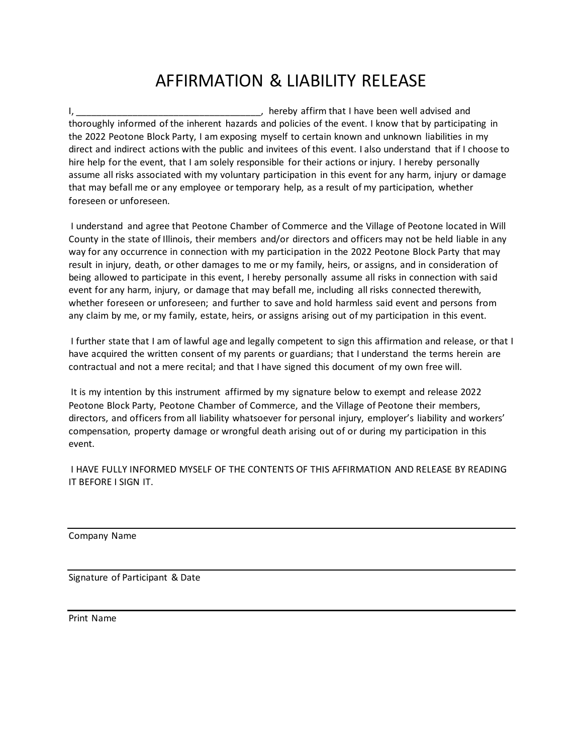# AFFIRMATION & LIABILITY RELEASE

I, _____________________________________, hereby affirm that I have been well advised and thoroughly informed of the inherent hazards and policies of the event. I know that by participating in the 2022 Peotone Block Party, I am exposing myself to certain known and unknown liabilities in my direct and indirect actions with the public and invitees of this event. I also understand that if I choose to hire help for the event, that I am solely responsible for their actions or injury. I hereby personally assume all risks associated with my voluntary participation in this event for any harm, injury or damage that may befall me or any employee or temporary help, as a result of my participation, whether foreseen or unforeseen.

I understand and agree that Peotone Chamber of Commerce and the Village of Peotone located in Will County in the state of Illinois, their members and/or directors and officers may not be held liable in any way for any occurrence in connection with my participation in the 2022 Peotone Block Party that may result in injury, death, or other damages to me or my family, heirs, or assigns, and in consideration of being allowed to participate in this event, I hereby personally assume all risks in connection with said event for any harm, injury, or damage that may befall me, including all risks connected therewith, whether foreseen or unforeseen; and further to save and hold harmless said event and persons from any claim by me, or my family, estate, heirs, or assigns arising out of my participation in this event.

I further state that I am of lawful age and legally competent to sign this affirmation and release, or that I have acquired the written consent of my parents or guardians; that I understand the terms herein are contractual and not a mere recital; and that I have signed this document of my own free will.

It is my intention by this instrument affirmed by my signature below to exempt and release 2022 Peotone Block Party, Peotone Chamber of Commerce, and the Village of Peotone their members, directors, and officers from all liability whatsoever for personal injury, employer's liability and workers' compensation, property damage or wrongful death arising out of or during my participation in this event.

I HAVE FULLY INFORMED MYSELF OF THE CONTENTS OF THIS AFFIRMATION AND RELEASE BY READING IT BEFORE I SIGN IT.

_____________________________________________
Company Name

_____________________________________________
Signature of Participant & Date

_____________________________________________
Print Name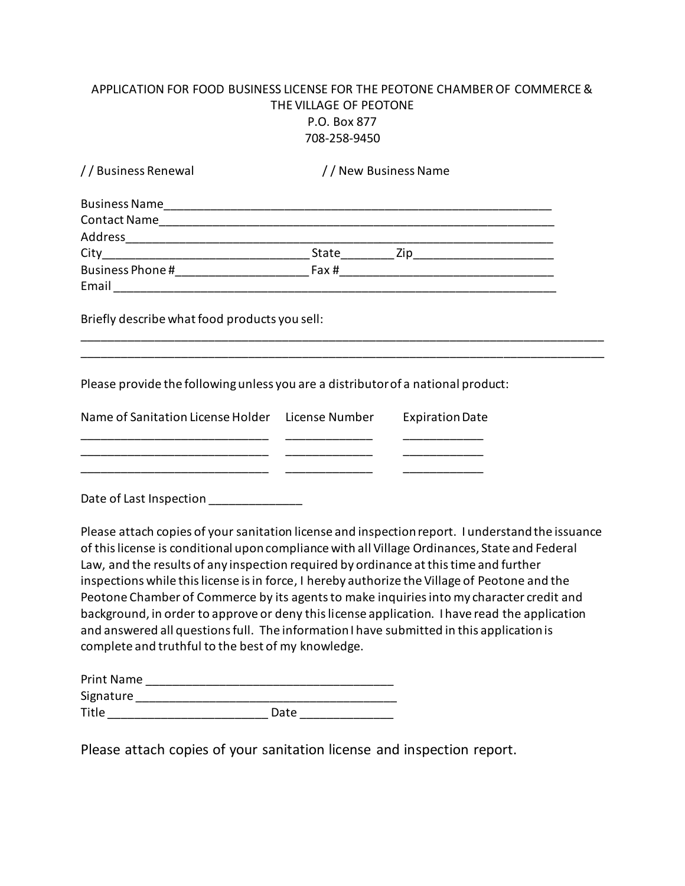# APPLICATION FOR FOOD BUSINESS LICENSE FOR THE PEOTONE CHAMBER OF COMMERCE & THE VILLAGE OF PEOTONE

P.O. Box 877

708-258-9450

/ / Business Renewal / / New Business Name

Business Name_____________________________________________________________

Contact Name______________________________________________________________

Address__________________________________________________________________

City_______________________________ State________ Zip_____________________

Business Phone #___________________ Fax #_________________________________

Email ____________________________________________________________________

Briefly describe what food products you sell:

_______________________________________________________________________________

_______________________________________________________________________________

Please provide the following unless you are a distributor of a national product:

| Name of Sanitation License Holder | License Number | Expiration Date |
| --- | --- | --- |
| ____________________________ | _____________ | ____________ |
| ____________________________ | _____________ | ____________ |
| ____________________________ | _____________ | ____________ |

Date of Last Inspection ______________

Please attach copies of your sanitation license and inspection report. I understand the issuance of this license is conditional upon compliance with all Village Ordinances, State and Federal Law, and the results of any inspection required by ordinance at this time and further inspections while this license is in force, I hereby authorize the Village of Peotone and the Peotone Chamber of Commerce by its agents to make inquiries into my character credit and background, in order to approve or deny this license application. I have read the application and answered all questions full. The information I have submitted in this application is complete and truthful to the best of my knowledge.

Print Name _____________________________________

Signature ______________________________________

Title _______________________ Date ______________

Please attach copies of your sanitation license and inspection report.